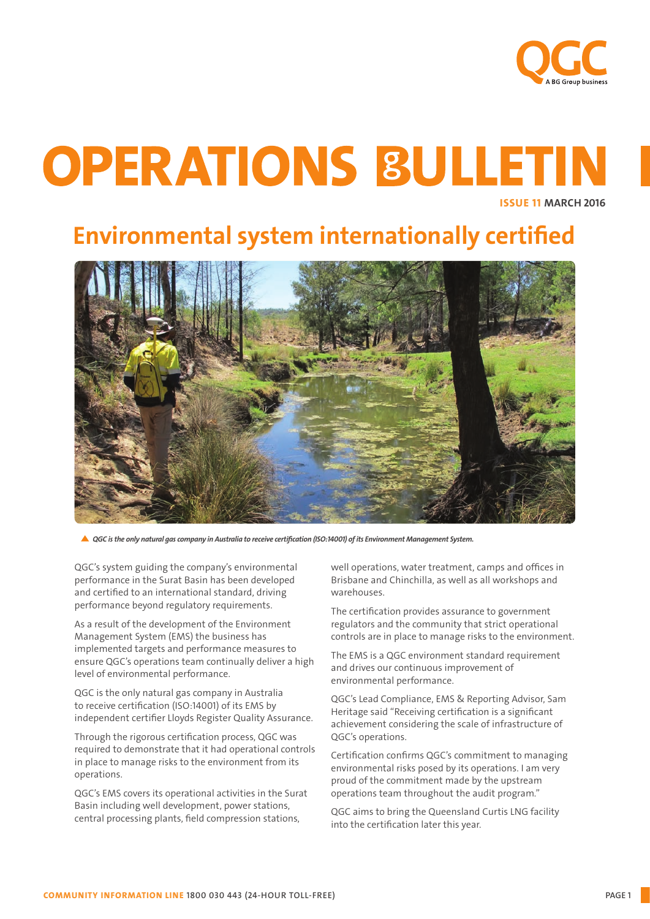# OPERATIONS BULLETIN

**ISSUE 11 MARCH 2016**

## Environmental system internationally certified

*QGC is the only natural gas company in Australia to receive certification (ISO:14001) of its Environment Management System.*

QGC's system guiding the company's environmental performance in the Surat Basin has been developed and certified to an international standard, driving performance beyond regulatory requirements.

As a result of the development of the Environment Management System (EMS) the business has implemented targets and performance measures to ensure QGC's operations team continually deliver a high level of environmental performance.

QGC is the only natural gas company in Australia to receive certification (ISO:14001) of its EMS by independent certifier Lloyds Register Quality Assurance.

Through the rigorous certification process, QGC was required to demonstrate that it had operational controls in place to manage risks to the environment from its operations.

QGC's EMS covers its operational activities in the Surat Basin including well development, power stations, central processing plants, field compression stations, well operations, water treatment, camps and offices in Brisbane and Chinchilla, as well as all workshops and warehouses.

The certification provides assurance to government regulators and the community that strict operational controls are in place to manage risks to the environment.

The EMS is a QGC environment standard requirement and drives our continuous improvement of environmental performance.

QGC's Lead Compliance, EMS & Reporting Advisor, Sam Heritage said "Receiving certification is a significant achievement considering the scale of infrastructure of QGC's operations.

Certification confirms QGC's commitment to managing environmental risks posed by its operations. I am very proud of the commitment made by the upstream operations team throughout the audit program."

QGC aims to bring the Queensland Curtis LNG facility into the certification later this year.

**COMMUNITY INFORMATION LINE** 1800 030 443 (24-HOUR TOLL-FREE)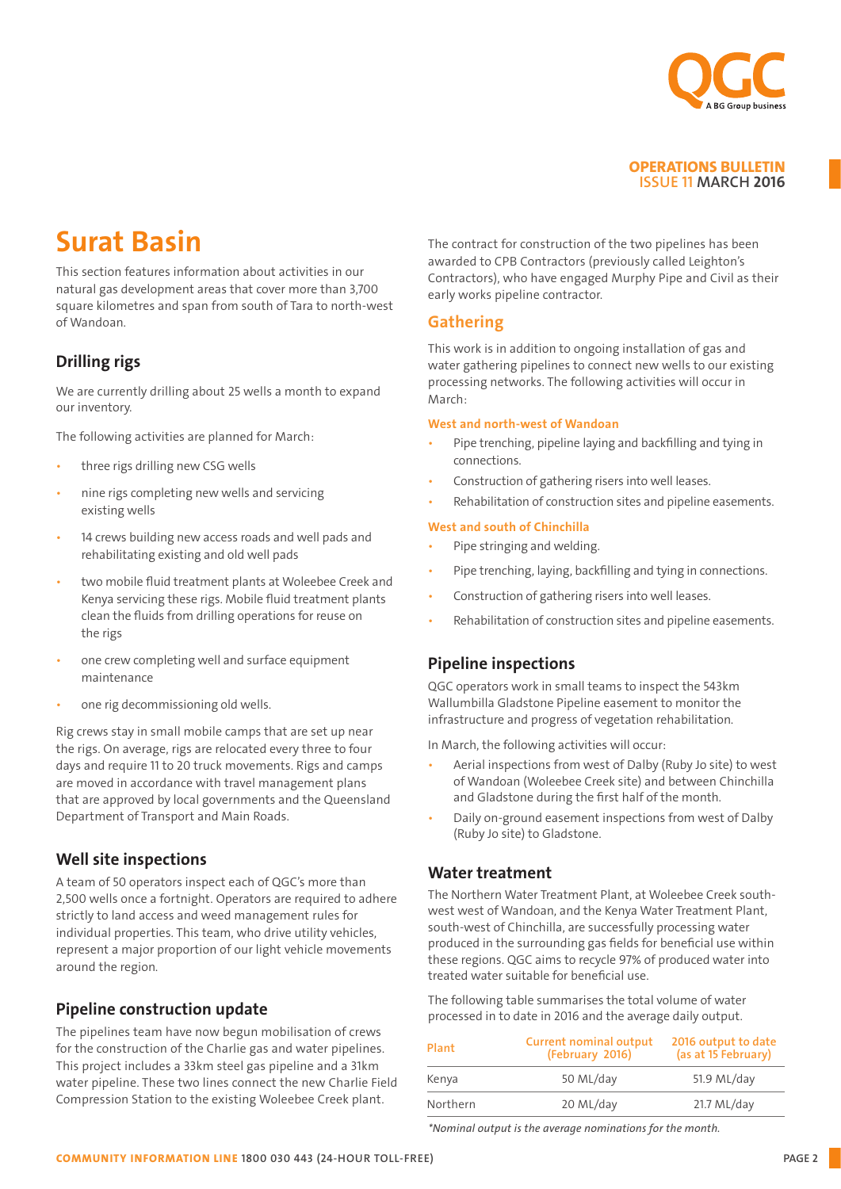# Surat Basin

This section features information about activities in our natural gas development areas that cover more than 3,700 square kilometres and span from south of Tara to north-west of Wandoan.

## Drilling rigs

We are currently drilling about 25 wells a month to expand our inventory.

The following activities are planned for March:

- three rigs drilling new CSG wells
- nine rigs completing new wells and servicing existing wells
- 14 crews building new access roads and well pads and rehabilitating existing and old well pads
- two mobile fluid treatment plants at Woleebee Creek and Kenya servicing these rigs. Mobile fluid treatment plants clean the fluids from drilling operations for reuse on the rigs
- one crew completing well and surface equipment maintenance
- one rig decommissioning old wells.

Rig crews stay in small mobile camps that are set up near the rigs. On average, rigs are relocated every three to four days and require 11 to 20 truck movements. Rigs and camps are moved in accordance with travel management plans that are approved by local governments and the Queensland Department of Transport and Main Roads.

## Well site inspections

A team of 50 operators inspect each of QGC's more than 2,500 wells once a fortnight. Operators are required to adhere strictly to land access and weed management rules for individual properties. This team, who drive utility vehicles, represent a major proportion of our light vehicle movements around the region.

## Pipeline construction update

The pipelines team have now begun mobilisation of crews for the construction of the Charlie gas and water pipelines. This project includes a 33km steel gas pipeline and a 31km water pipeline. These two lines connect the new Charlie Field Compression Station to the existing Woleebee Creek plant.

The contract for construction of the two pipelines has been awarded to CPB Contractors (previously called Leighton's Contractors), who have engaged Murphy Pipe and Civil as their early works pipeline contractor.

### Gathering

This work is in addition to ongoing installation of gas and water gathering pipelines to connect new wells to our existing processing networks. The following activities will occur in March:

#### West and north-west of Wandoan

- Pipe trenching, pipeline laying and backfilling and tying in connections.
- Construction of gathering risers into well leases.
- Rehabilitation of construction sites and pipeline easements.

#### West and south of Chinchilla

- Pipe stringing and welding.
- Pipe trenching, laying, backfilling and tying in connections.
- Construction of gathering risers into well leases.
- Rehabilitation of construction sites and pipeline easements.

## Pipeline inspections

QGC operators work in small teams to inspect the 543km Wallumbilla Gladstone Pipeline easement to monitor the infrastructure and progress of vegetation rehabilitation.

In March, the following activities will occur:

- Aerial inspections from west of Dalby (Ruby Jo site) to west of Wandoan (Woleebee Creek site) and between Chinchilla and Gladstone during the first half of the month.
- Daily on-ground easement inspections from west of Dalby (Ruby Jo site) to Gladstone.

## Water treatment

The Northern Water Treatment Plant, at Woleebee Creek south-west west of Wandoan, and the Kenya Water Treatment Plant, south-west of Chinchilla, are successfully processing water produced in the surrounding gas fields for beneficial use within these regions. QGC aims to recycle 97% of produced water into treated water suitable for beneficial use.

The following table summarises the total volume of water processed in to date in 2016 and the average daily output.

| Plant | Current nominal output (February 2016) | 2016 output to date (as at 15 February) |
|---|---|---|
| Kenya | 50 ML/day | 51.9 ML/day |
| Northern | 20 ML/day | 21.7 ML/day |

*\*Nominal output is the average nominations for the month.*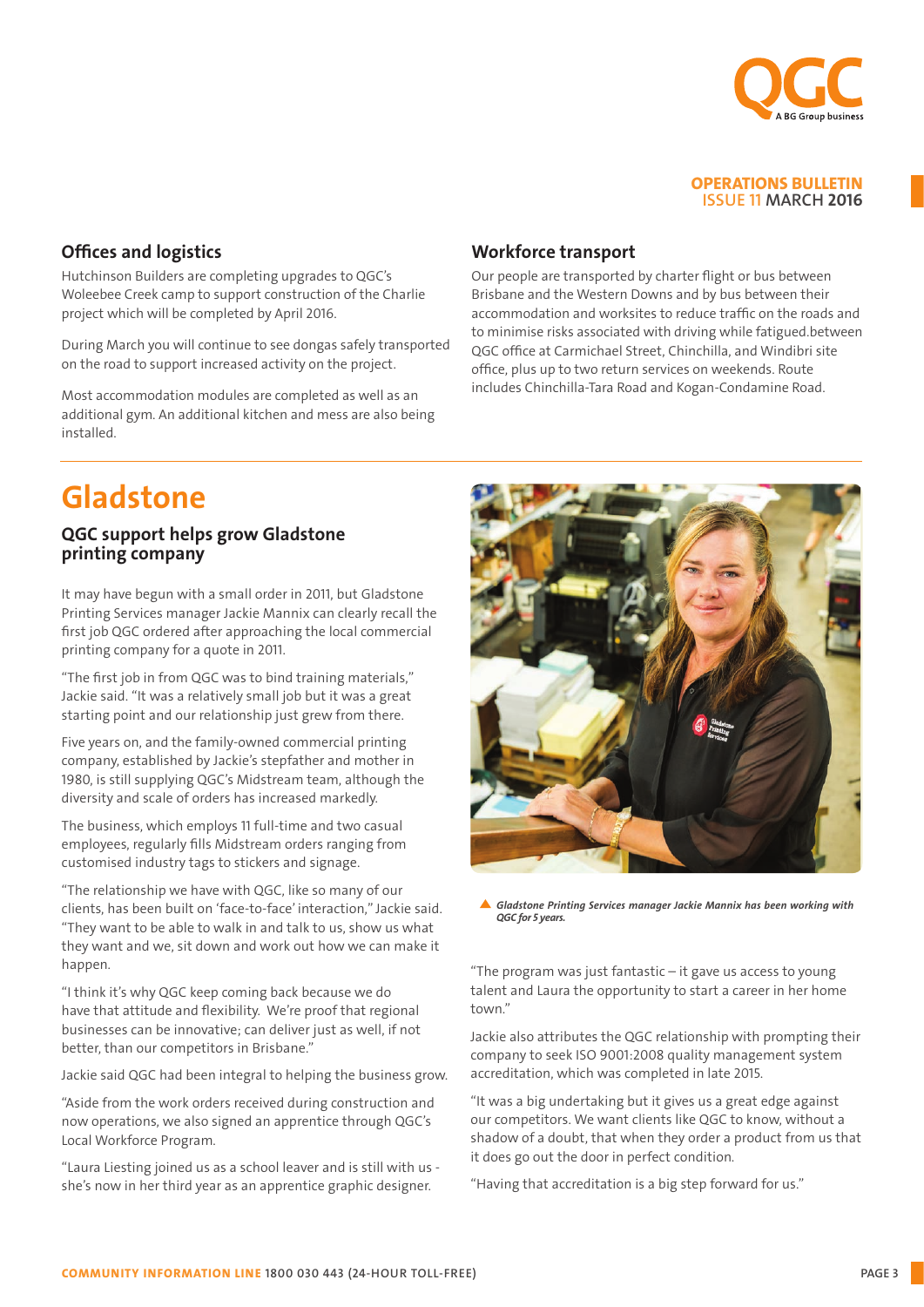## Offices and logistics

Hutchinson Builders are completing upgrades to QGC's Woleebee Creek camp to support construction of the Charlie project which will be completed by April 2016.

During March you will continue to see dongas safely transported on the road to support increased activity on the project.

Most accommodation modules are completed as well as an additional gym. An additional kitchen and mess are also being installed.

## Workforce transport

Our people are transported by charter flight or bus between Brisbane and the Western Downs and by bus between their accommodation and worksites to reduce traffic on the roads and to minimise risks associated with driving while fatigued.between QGC office at Carmichael Street, Chinchilla, and Windibri site office, plus up to two return services on weekends. Route includes Chinchilla-Tara Road and Kogan-Condamine Road.

# Gladstone

## QGC support helps grow Gladstone printing company

It may have begun with a small order in 2011, but Gladstone Printing Services manager Jackie Mannix can clearly recall the first job QGC ordered after approaching the local commercial printing company for a quote in 2011.

"The first job in from QGC was to bind training materials," Jackie said. "It was a relatively small job but it was a great starting point and our relationship just grew from there.

Five years on, and the family-owned commercial printing company, established by Jackie's stepfather and mother in 1980, is still supplying QGC's Midstream team, although the diversity and scale of orders has increased markedly.

The business, which employs 11 full-time and two casual employees, regularly fills Midstream orders ranging from customised industry tags to stickers and signage.

"The relationship we have with QGC, like so many of our clients, has been built on 'face-to-face' interaction," Jackie said. "They want to be able to walk in and talk to us, show us what they want and we, sit down and work out how we can make it happen.

"I think it's why QGC keep coming back because we do have that attitude and flexibility. We're proof that regional businesses can be innovative; can deliver just as well, if not better, than our competitors in Brisbane."

Jackie said QGC had been integral to helping the business grow.

"Aside from the work orders received during construction and now operations, we also signed an apprentice through QGC's Local Workforce Program.

"Laura Liesting joined us as a school leaver and is still with us - she's now in her third year as an apprentice graphic designer.

*Gladstone Printing Services manager Jackie Mannix has been working with QGC for 5 years.*

"The program was just fantastic – it gave us access to young talent and Laura the opportunity to start a career in her home town."

Jackie also attributes the QGC relationship with prompting their company to seek ISO 9001:2008 quality management system accreditation, which was completed in late 2015.

"It was a big undertaking but it gives us a great edge against our competitors. We want clients like QGC to know, without a shadow of a doubt, that when they order a product from us that it does go out the door in perfect condition.

"Having that accreditation is a big step forward for us."

**COMMUNITY INFORMATION LINE** 1800 030 443 (24-HOUR TOLL-FREE)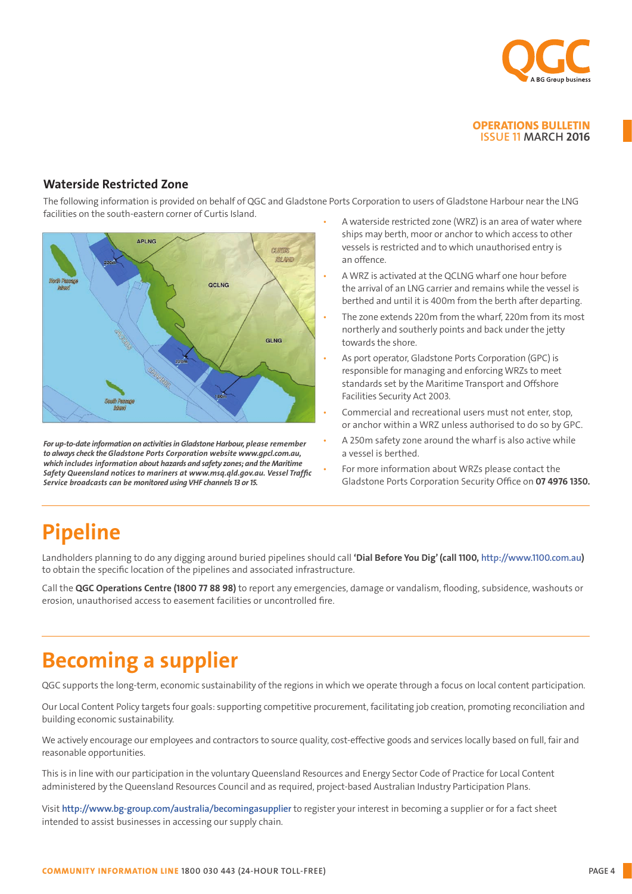## Waterside Restricted Zone

The following information is provided on behalf of QGC and Gladstone Ports Corporation to users of Gladstone Harbour near the LNG facilities on the south-eastern corner of Curtis Island.

*For up-to-date information on activities in Gladstone Harbour, please remember to always check the Gladstone Ports Corporation website www.gpcl.com.au, which includes information about hazards and safety zones; and the Maritime Safety Queensland notices to mariners at www.msq.qld.gov.au. Vessel Traffic Service broadcasts can be monitored using VHF channels 13 or 15.*

- A waterside restricted zone (WRZ) is an area of water where ships may berth, moor or anchor to which access to other vessels is restricted and to which unauthorised entry is an offence.
- A WRZ is activated at the QCLNG wharf one hour before the arrival of an LNG carrier and remains while the vessel is berthed and until it is 400m from the berth after departing.
- The zone extends 220m from the wharf, 220m from its most northerly and southerly points and back under the jetty towards the shore.
- As port operator, Gladstone Ports Corporation (GPC) is responsible for managing and enforcing WRZs to meet standards set by the Maritime Transport and Offshore Facilities Security Act 2003.
- Commercial and recreational users must not enter, stop, or anchor within a WRZ unless authorised to do so by GPC.
- A 250m safety zone around the wharf is also active while a vessel is berthed.
- For more information about WRZs please contact the Gladstone Ports Corporation Security Office on **07 4976 1350.**

# Pipeline

Landholders planning to do any digging around buried pipelines should call **'Dial Before You Dig' (call 1100, http://www.1100.com.au)** to obtain the specific location of the pipelines and associated infrastructure.

Call the **QGC Operations Centre (1800 77 88 98)** to report any emergencies, damage or vandalism, flooding, subsidence, washouts or erosion, unauthorised access to easement facilities or uncontrolled fire.

# Becoming a supplier

QGC supports the long-term, economic sustainability of the regions in which we operate through a focus on local content participation.

Our Local Content Policy targets four goals: supporting competitive procurement, facilitating job creation, promoting reconciliation and building economic sustainability.

We actively encourage our employees and contractors to source quality, cost-effective goods and services locally based on full, fair and reasonable opportunities.

This is in line with our participation in the voluntary Queensland Resources and Energy Sector Code of Practice for Local Content administered by the Queensland Resources Council and as required, project-based Australian Industry Participation Plans.

Visit **http://www.bg-group.com/australia/becomingasupplier** to register your interest in becoming a supplier or for a fact sheet intended to assist businesses in accessing our supply chain.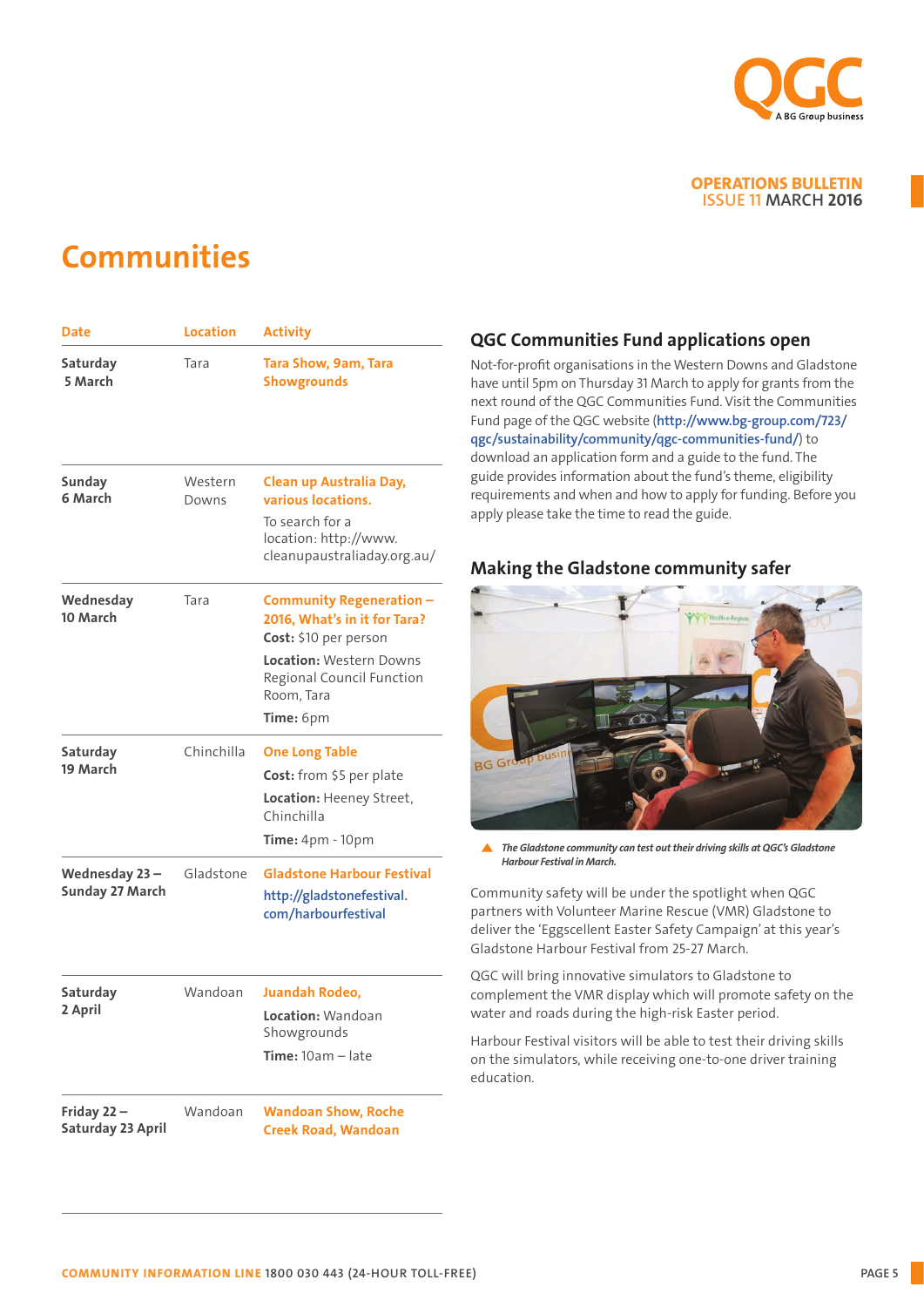# Communities

| Date | Location | Activity |
|---|---|---|
| **Saturday 5 March** | Tara | **Tara Show, 9am, Tara Showgrounds** |
| **Sunday 6 March** | Western Downs | **Clean up Australia Day, various locations.** To search for a location: http://www.cleanupaustraliaday.org.au/ |
| **Wednesday 10 March** | Tara | **Community Regeneration – 2016, What's in it for Tara?** **Cost:** $10 per person **Location:** Western Downs Regional Council Function Room, Tara **Time:** 6pm |
| **Saturday 19 March** | Chinchilla | **One Long Table** **Cost:** from $5 per plate **Location:** Heeney Street, Chinchilla **Time:** 4pm - 10pm |
| **Wednesday 23 – Sunday 27 March** | Gladstone | **Gladstone Harbour Festival** http://gladstonefestival.com/harbourfestival |
| **Saturday 2 April** | Wandoan | **Juandah Rodeo,** **Location:** Wandoan Showgrounds **Time:** 10am – late |
| **Friday 22 – Saturday 23 April** | Wandoan | **Wandoan Show, Roche Creek Road, Wandoan** |

## QGC Communities Fund applications open

Not-for-profit organisations in the Western Downs and Gladstone have until 5pm on Thursday 31 March to apply for grants from the next round of the QGC Communities Fund. Visit the Communities Fund page of the QGC website (http://www.bg-group.com/723/qgc/sustainability/community/qgc-communities-fund/) to download an application form and a guide to the fund. The guide provides information about the fund's theme, eligibility requirements and when and how to apply for funding. Before you apply please take the time to read the guide.

## Making the Gladstone community safer

*The Gladstone community can test out their driving skills at QGC's Gladstone Harbour Festival in March.*

Community safety will be under the spotlight when QGC partners with Volunteer Marine Rescue (VMR) Gladstone to deliver the 'Eggscellent Easter Safety Campaign' at this year's Gladstone Harbour Festival from 25-27 March.

QGC will bring innovative simulators to Gladstone to complement the VMR display which will promote safety on the water and roads during the high-risk Easter period.

Harbour Festival visitors will be able to test their driving skills on the simulators, while receiving one-to-one driver training education.

**COMMUNITY INFORMATION LINE** 1800 030 443 (24-HOUR TOLL-FREE)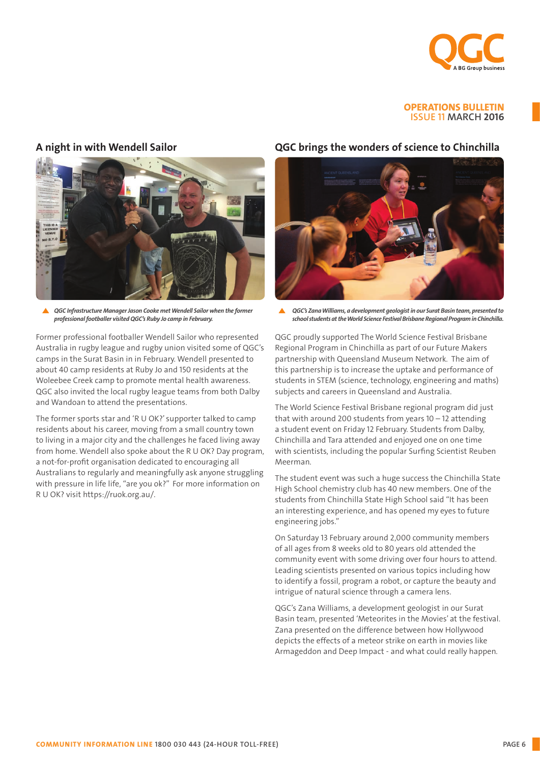## A night in with Wendell Sailor

*QGC Infrastructure Manager Jason Cooke met Wendell Sailor when the former professional footballer visited QGC's Ruby Jo camp in February.*

Former professional footballer Wendell Sailor who represented Australia in rugby league and rugby union visited some of QGC's camps in the Surat Basin in in February. Wendell presented to about 40 camp residents at Ruby Jo and 150 residents at the Woleebee Creek camp to promote mental health awareness. QGC also invited the local rugby league teams from both Dalby and Wandoan to attend the presentations.

The former sports star and 'R U OK?' supporter talked to camp residents about his career, moving from a small country town to living in a major city and the challenges he faced living away from home. Wendell also spoke about the R U OK? Day program, a not-for-profit organisation dedicated to encouraging all Australians to regularly and meaningfully ask anyone struggling with pressure in life life, "are you ok?" For more information on R U OK? visit https://ruok.org.au/.

## QGC brings the wonders of science to Chinchilla

*QGC's Zana Williams, a development geologist in our Surat Basin team, presented to school students at the World Science Festival Brisbane Regional Program in Chinchilla.*

QGC proudly supported The World Science Festival Brisbane Regional Program in Chinchilla as part of our Future Makers partnership with Queensland Museum Network. The aim of this partnership is to increase the uptake and performance of students in STEM (science, technology, engineering and maths) subjects and careers in Queensland and Australia.

The World Science Festival Brisbane regional program did just that with around 200 students from years 10 – 12 attending a student event on Friday 12 February. Students from Dalby, Chinchilla and Tara attended and enjoyed one on one time with scientists, including the popular Surfing Scientist Reuben Meerman.

The student event was such a huge success the Chinchilla State High School chemistry club has 40 new members. One of the students from Chinchilla State High School said "It has been an interesting experience, and has opened my eyes to future engineering jobs."

On Saturday 13 February around 2,000 community members of all ages from 8 weeks old to 80 years old attended the community event with some driving over four hours to attend. Leading scientists presented on various topics including how to identify a fossil, program a robot, or capture the beauty and intrigue of natural science through a camera lens.

QGC's Zana Williams, a development geologist in our Surat Basin team, presented 'Meteorites in the Movies' at the festival. Zana presented on the difference between how Hollywood depicts the effects of a meteor strike on earth in movies like Armageddon and Deep Impact - and what could really happen.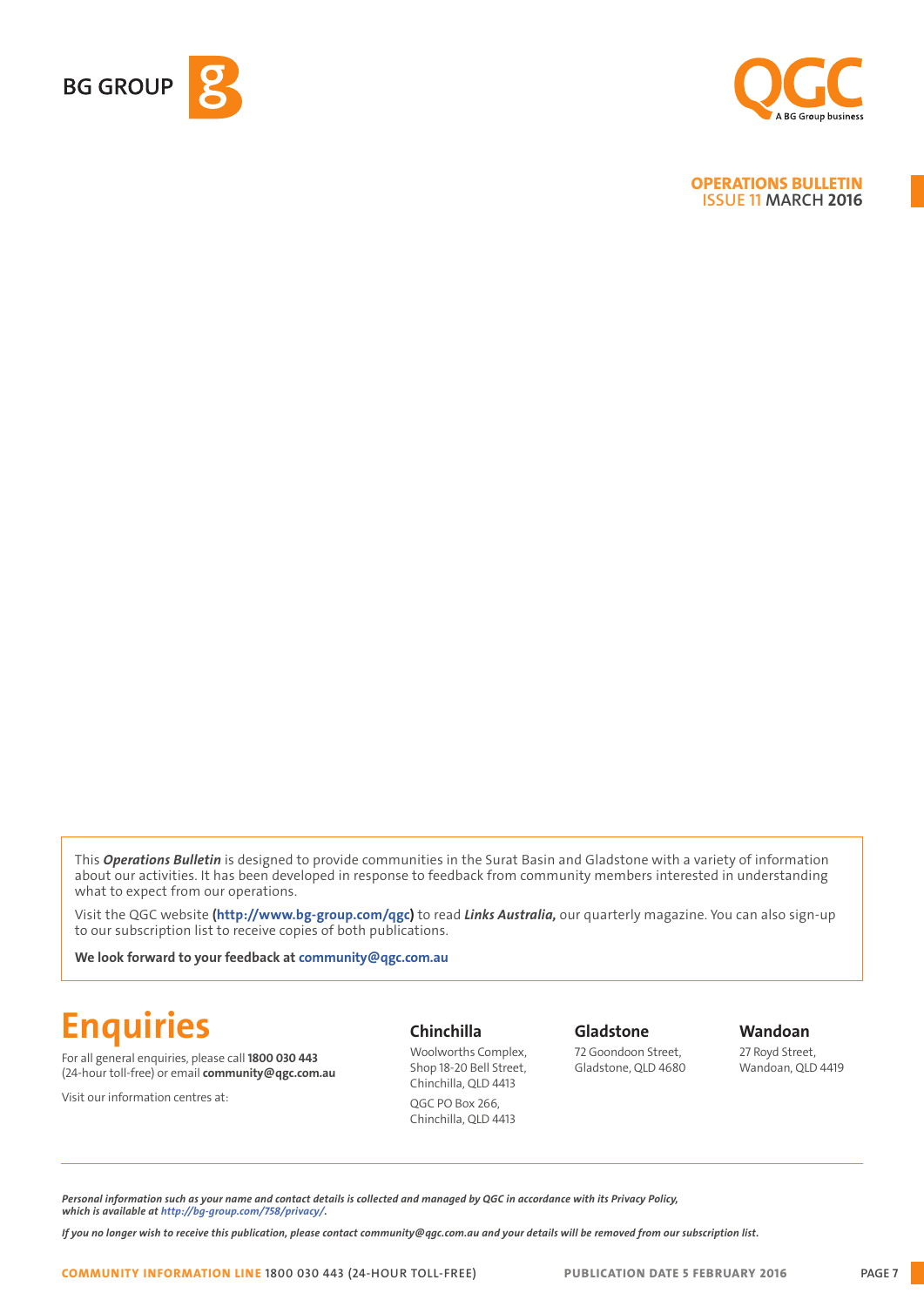BG GROUP

QGC

A BG Group business

**OPERATIONS BULLETIN**
ISSUE 11 MARCH **2016**

This ***Operations Bulletin*** is designed to provide communities in the Surat Basin and Gladstone with a variety of information about our activities. It has been developed in response to feedback from community members interested in understanding what to expect from our operations.

Visit the QGC website **(http://www.bg-group.com/qgc)** to read ***Links Australia,*** our quarterly magazine. You can also sign-up to our subscription list to receive copies of both publications.

**We look forward to your feedback at community@qgc.com.au**

# Enquiries

For all general enquiries, please call **1800 030 443** (24-hour toll-free) or email **community@qgc.com.au**

Visit our information centres at:

### Chinchilla

Woolworths Complex,
Shop 18-20 Bell Street,
Chinchilla, QLD 4413

QGC PO Box 266,
Chinchilla, QLD 4413

### Gladstone

72 Goondoon Street,
Gladstone, QLD 4680

### Wandoan

27 Royd Street,
Wandoan, QLD 4419

***Personal information such as your name and contact details is collected and managed by QGC in accordance with its Privacy Policy, which is available at http://bg-group.com/758/privacy/.***

***If you no longer wish to receive this publication, please contact community@qgc.com.au and your details will be removed from our subscription list.***

**COMMUNITY INFORMATION LINE** 1800 030 443 (24-HOUR TOLL-FREE) **PUBLICATION DATE 5 FEBRUARY 2016**